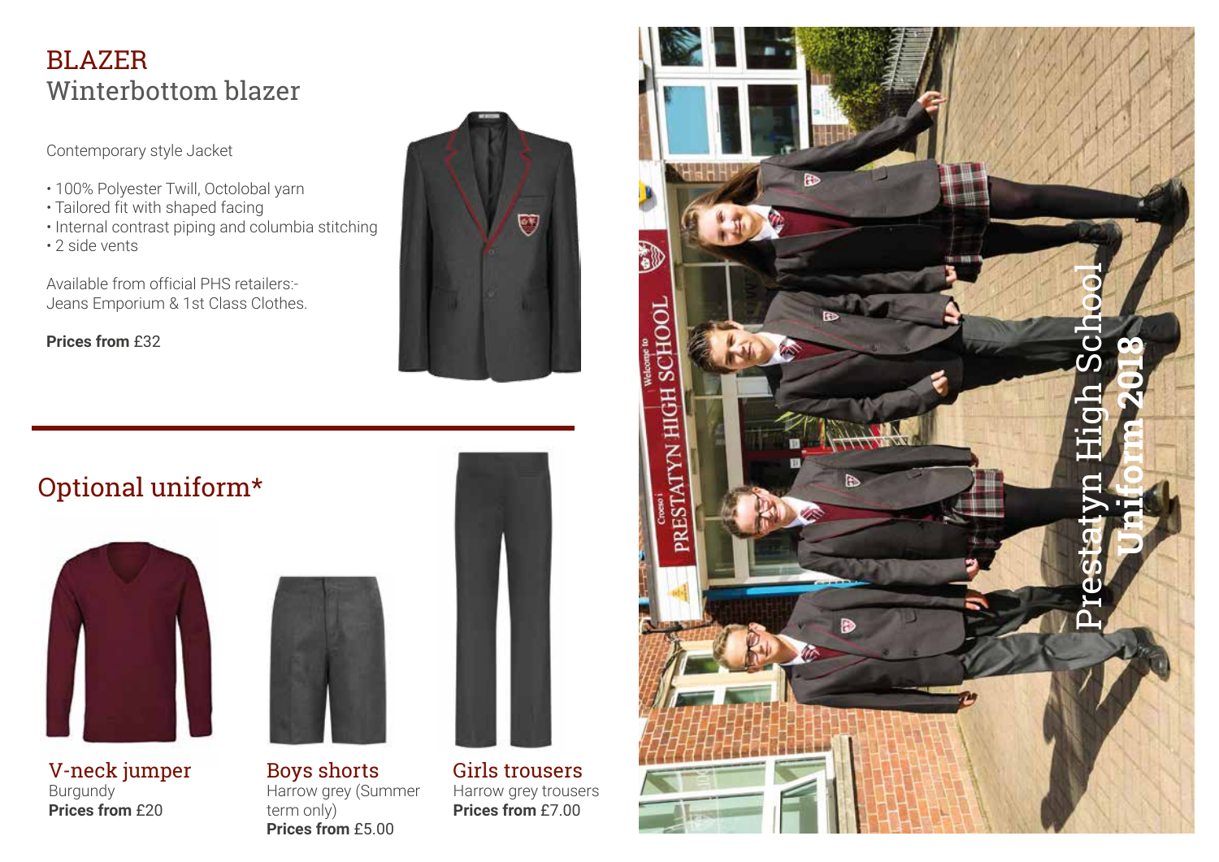# BLAZER

## Winterbottom blazer

Contemporary style Jacket

- 100% Polyester Twill, Octolobal yarn
- Tailored fit with shaped facing
- Internal contrast piping and columbia stitching
- 2 side vents

Available from official PHS retailers:-
Jeans Emporium & 1st Class Clothes.

**Prices from** £32

## Optional uniform*

### V-neck jumper

Burgundy
**Prices from** £20

### Boys shorts

Harrow grey (Summer term only)
**Prices from** £5.00

### Girls trousers

Harrow grey trousers
**Prices from** £7.00

Prestatyn High School
**Uniform 2018**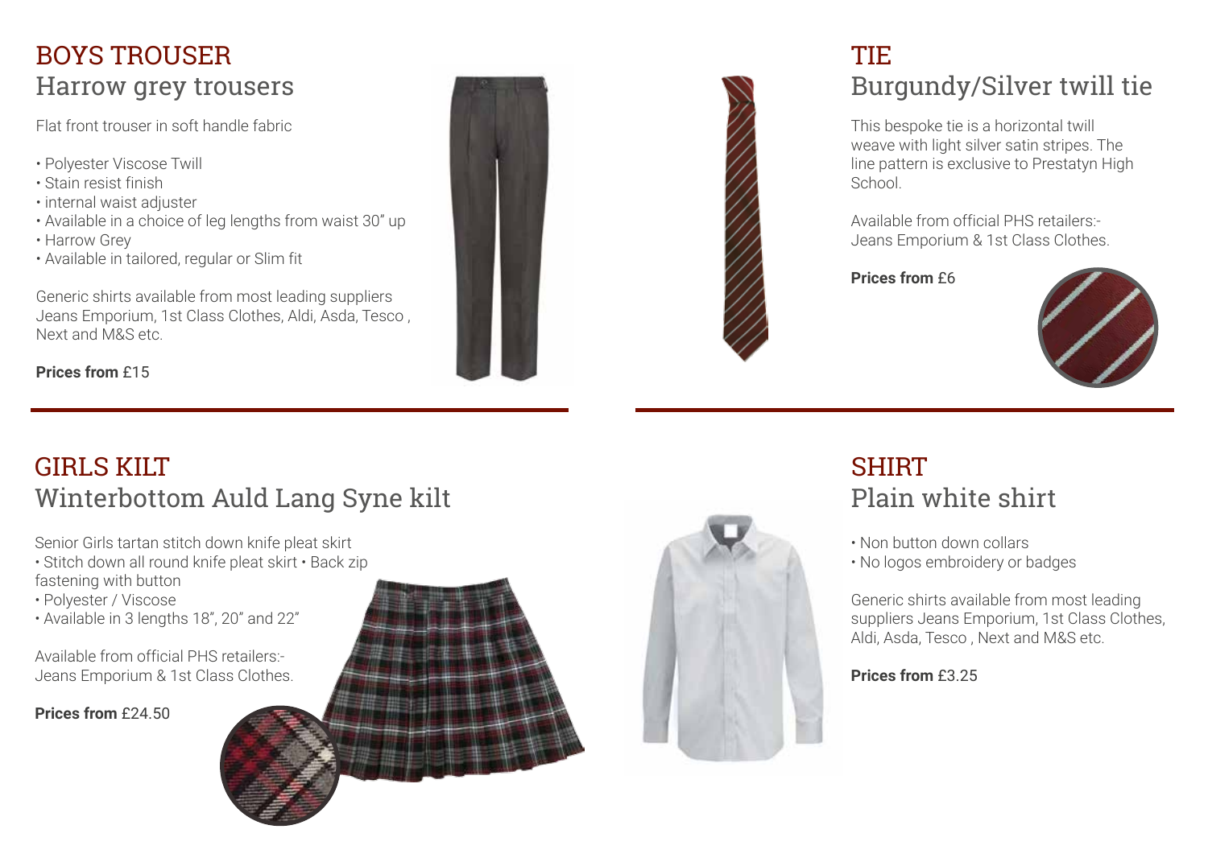## BOYS TROUSER
### Harrow grey trousers

Flat front trouser in soft handle fabric

- Polyester Viscose Twill
- Stain resist finish
- internal waist adjuster
- Available in a choice of leg lengths from waist 30" up
- Harrow Grey
- Available in tailored, regular or Slim fit

Generic shirts available from most leading suppliers Jeans Emporium, 1st Class Clothes, Aldi, Asda, Tesco , Next and M&S etc.

**Prices from** £15

## TIE
### Burgundy/Silver twill tie

This bespoke tie is a horizontal twill weave with light silver satin stripes. The line pattern is exclusive to Prestatyn High School.

Available from official PHS retailers:- Jeans Emporium & 1st Class Clothes.

**Prices from** £6

## GIRLS KILT
### Winterbottom Auld Lang Syne kilt

Senior Girls tartan stitch down knife pleat skirt
- Stitch down all round knife pleat skirt
- Back zip fastening with button
- Polyester / Viscose
- Available in 3 lengths 18", 20" and 22"

Available from official PHS retailers:- Jeans Emporium & 1st Class Clothes.

**Prices from** £24.50

## SHIRT
### Plain white shirt

- Non button down collars
- No logos embroidery or badges

Generic shirts available from most leading suppliers Jeans Emporium, 1st Class Clothes, Aldi, Asda, Tesco , Next and M&S etc.

**Prices from** £3.25